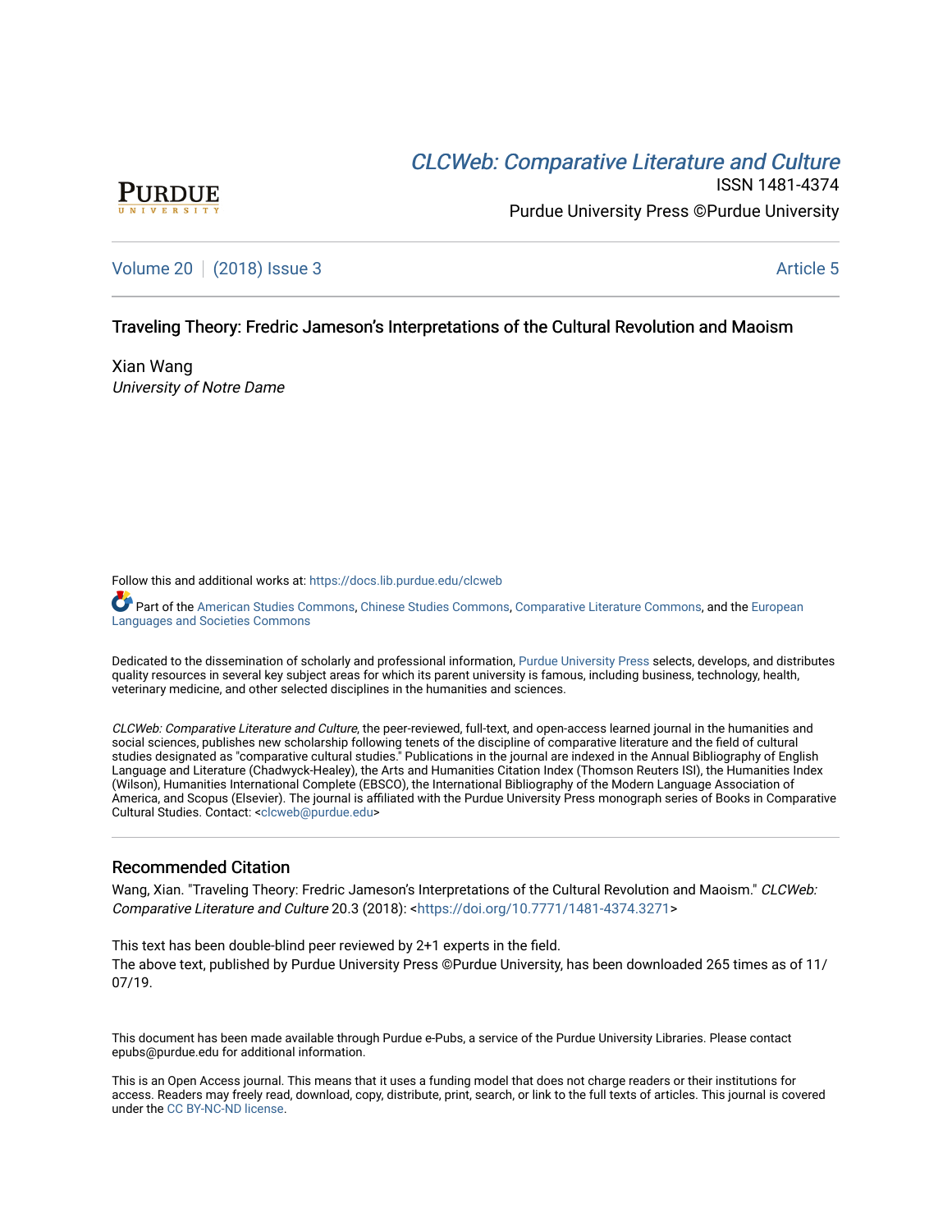CLCWeb: Comparative Literature and Culture

ISSN 1481-4374

Purdue University Press ©Purdue University

Volume 20 | (2018) Issue 3 Article 5

# Traveling Theory: Fredric Jameson's Interpretations of the Cultural Revolution and Maoism

Xian Wang
*University of Notre Dame*

Follow this and additional works at: https://docs.lib.purdue.edu/clcweb

Part of the American Studies Commons, Chinese Studies Commons, Comparative Literature Commons, and the European Languages and Societies Commons

Dedicated to the dissemination of scholarly and professional information, Purdue University Press selects, develops, and distributes quality resources in several key subject areas for which its parent university is famous, including business, technology, health, veterinary medicine, and other selected disciplines in the humanities and sciences.

*CLCWeb: Comparative Literature and Culture*, the peer-reviewed, full-text, and open-access learned journal in the humanities and social sciences, publishes new scholarship following tenets of the discipline of comparative literature and the field of cultural studies designated as "comparative cultural studies." Publications in the journal are indexed in the Annual Bibliography of English Language and Literature (Chadwyck-Healey), the Arts and Humanities Citation Index (Thomson Reuters ISI), the Humanities Index (Wilson), Humanities International Complete (EBSCO), the International Bibliography of the Modern Language Association of America, and Scopus (Elsevier). The journal is affiliated with the Purdue University Press monograph series of Books in Comparative Cultural Studies. Contact: <clcweb@purdue.edu>

## Recommended Citation

Wang, Xian. "Traveling Theory: Fredric Jameson's Interpretations of the Cultural Revolution and Maoism." *CLCWeb: Comparative Literature and Culture* 20.3 (2018): <https://doi.org/10.7771/1481-4374.3271>

This text has been double-blind peer reviewed by 2+1 experts in the field.
The above text, published by Purdue University Press ©Purdue University, has been downloaded 265 times as of 11/07/19.

This document has been made available through Purdue e-Pubs, a service of the Purdue University Libraries. Please contact epubs@purdue.edu for additional information.

This is an Open Access journal. This means that it uses a funding model that does not charge readers or their institutions for access. Readers may freely read, download, copy, distribute, print, search, or link to the full texts of articles. This journal is covered under the CC BY-NC-ND license.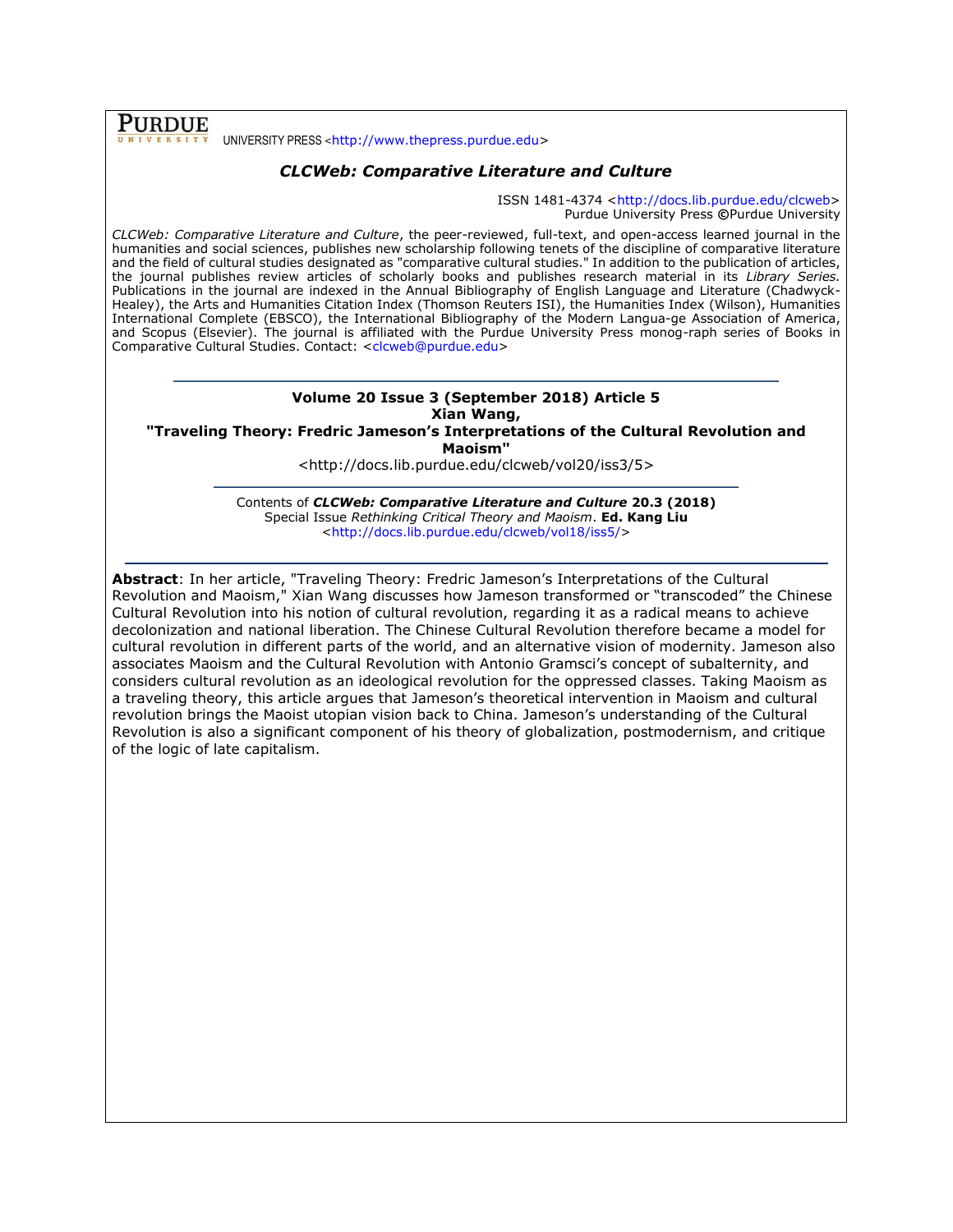**PURDUE**
UNIVERSITY

UNIVERSITY PRESS <http://www.thepress.purdue.edu>

## *CLCWeb: Comparative Literature and Culture*

ISSN 1481-4374 <http://docs.lib.purdue.edu/clcweb>
Purdue University Press ©Purdue University

*CLCWeb: Comparative Literature and Culture*, the peer-reviewed, full-text, and open-access learned journal in the humanities and social sciences, publishes new scholarship following tenets of the discipline of comparative literature and the field of cultural studies designated as "comparative cultural studies." In addition to the publication of articles, the journal publishes review articles of scholarly books and publishes research material in its *Library Series.* Publications in the journal are indexed in the Annual Bibliography of English Language and Literature (Chadwyck-Healey), the Arts and Humanities Citation Index (Thomson Reuters ISI), the Humanities Index (Wilson), Humanities International Complete (EBSCO), the International Bibliography of the Modern Langua-ge Association of America, and Scopus (Elsevier). The journal is affiliated with the Purdue University Press monog-raph series of Books in Comparative Cultural Studies. Contact: <clcweb@purdue.edu>

---

**Volume 20 Issue 3 (September 2018) Article 5**
**Xian Wang,**
**"Traveling Theory: Fredric Jameson's Interpretations of the Cultural Revolution and Maoism"**
<http://docs.lib.purdue.edu/clcweb/vol20/iss3/5>

---

Contents of ***CLCWeb: Comparative Literature and Culture* 20.3 (2018)**
Special Issue *Rethinking Critical Theory and Maoism*. **Ed. Kang Liu**
<http://docs.lib.purdue.edu/clcweb/vol18/iss5/>

---

**Abstract**: In her article, "Traveling Theory: Fredric Jameson's Interpretations of the Cultural Revolution and Maoism," Xian Wang discusses how Jameson transformed or "transcoded" the Chinese Cultural Revolution into his notion of cultural revolution, regarding it as a radical means to achieve decolonization and national liberation. The Chinese Cultural Revolution therefore became a model for cultural revolution in different parts of the world, and an alternative vision of modernity. Jameson also associates Maoism and the Cultural Revolution with Antonio Gramsci's concept of subalternity, and considers cultural revolution as an ideological revolution for the oppressed classes. Taking Maoism as a traveling theory, this article argues that Jameson's theoretical intervention in Maoism and cultural revolution brings the Maoist utopian vision back to China. Jameson's understanding of the Cultural Revolution is also a significant component of his theory of globalization, postmodernism, and critique of the logic of late capitalism.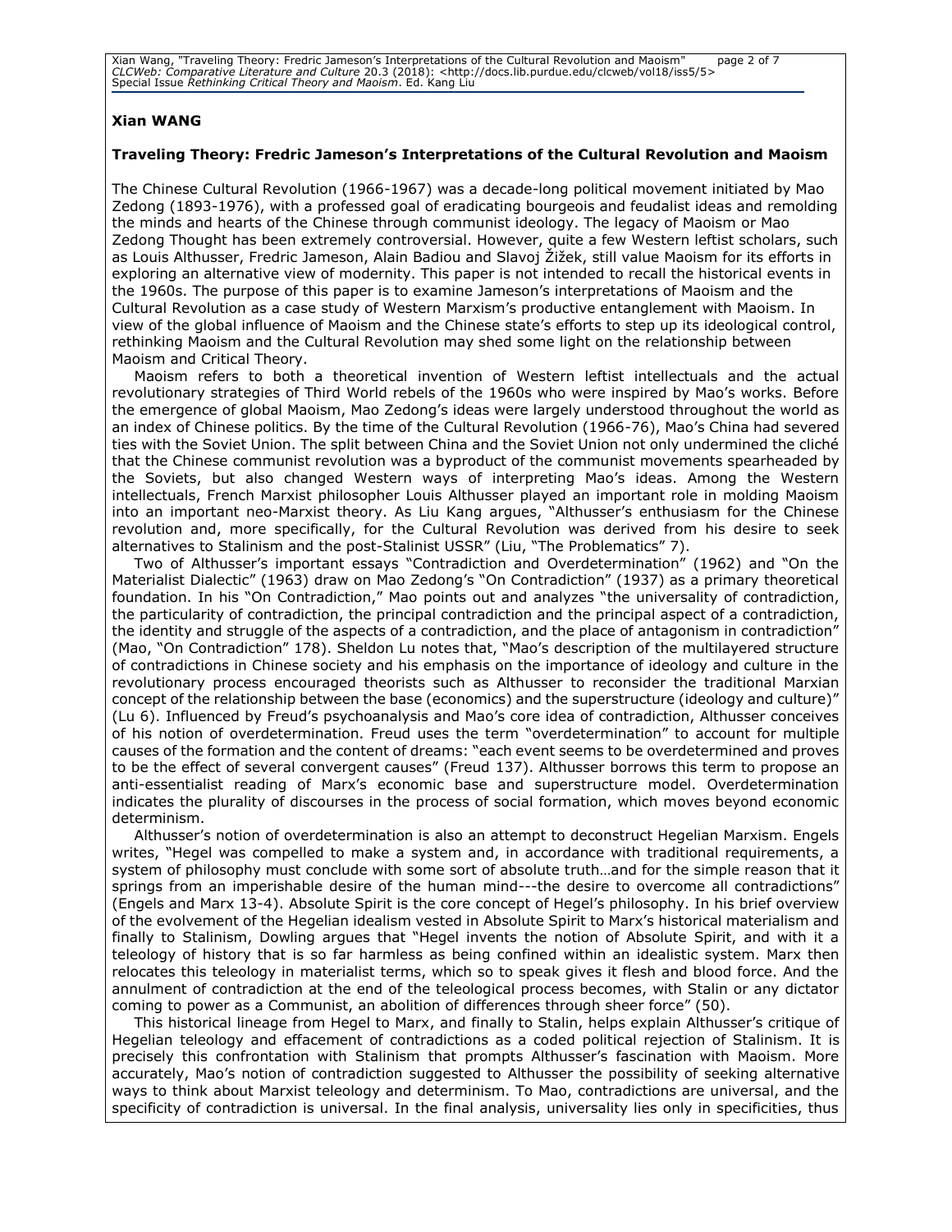**Xian WANG**

**Traveling Theory: Fredric Jameson's Interpretations of the Cultural Revolution and Maoism**

The Chinese Cultural Revolution (1966-1967) was a decade-long political movement initiated by Mao Zedong (1893-1976), with a professed goal of eradicating bourgeois and feudalist ideas and remolding the minds and hearts of the Chinese through communist ideology. The legacy of Maoism or Mao Zedong Thought has been extremely controversial. However, quite a few Western leftist scholars, such as Louis Althusser, Fredric Jameson, Alain Badiou and Slavoj Žižek, still value Maoism for its efforts in exploring an alternative view of modernity. This paper is not intended to recall the historical events in the 1960s. The purpose of this paper is to examine Jameson's interpretations of Maoism and the Cultural Revolution as a case study of Western Marxism's productive entanglement with Maoism. In view of the global influence of Maoism and the Chinese state's efforts to step up its ideological control, rethinking Maoism and the Cultural Revolution may shed some light on the relationship between Maoism and Critical Theory.

Maoism refers to both a theoretical invention of Western leftist intellectuals and the actual revolutionary strategies of Third World rebels of the 1960s who were inspired by Mao's works. Before the emergence of global Maoism, Mao Zedong's ideas were largely understood throughout the world as an index of Chinese politics. By the time of the Cultural Revolution (1966-76), Mao's China had severed ties with the Soviet Union. The split between China and the Soviet Union not only undermined the cliché that the Chinese communist revolution was a byproduct of the communist movements spearheaded by the Soviets, but also changed Western ways of interpreting Mao's ideas. Among the Western intellectuals, French Marxist philosopher Louis Althusser played an important role in molding Maoism into an important neo-Marxist theory. As Liu Kang argues, "Althusser's enthusiasm for the Chinese revolution and, more specifically, for the Cultural Revolution was derived from his desire to seek alternatives to Stalinism and the post-Stalinist USSR" (Liu, "The Problematics" 7).

Two of Althusser's important essays "Contradiction and Overdetermination" (1962) and "On the Materialist Dialectic" (1963) draw on Mao Zedong's "On Contradiction" (1937) as a primary theoretical foundation. In his "On Contradiction," Mao points out and analyzes "the universality of contradiction, the particularity of contradiction, the principal contradiction and the principal aspect of a contradiction, the identity and struggle of the aspects of a contradiction, and the place of antagonism in contradiction" (Mao, "On Contradiction" 178). Sheldon Lu notes that, "Mao's description of the multilayered structure of contradictions in Chinese society and his emphasis on the importance of ideology and culture in the revolutionary process encouraged theorists such as Althusser to reconsider the traditional Marxian concept of the relationship between the base (economics) and the superstructure (ideology and culture)" (Lu 6). Influenced by Freud's psychoanalysis and Mao's core idea of contradiction, Althusser conceives of his notion of overdetermination. Freud uses the term "overdetermination" to account for multiple causes of the formation and the content of dreams: "each event seems to be overdetermined and proves to be the effect of several convergent causes" (Freud 137). Althusser borrows this term to propose an anti-essentialist reading of Marx's economic base and superstructure model. Overdetermination indicates the plurality of discourses in the process of social formation, which moves beyond economic determinism.

Althusser's notion of overdetermination is also an attempt to deconstruct Hegelian Marxism. Engels writes, "Hegel was compelled to make a system and, in accordance with traditional requirements, a system of philosophy must conclude with some sort of absolute truth…and for the simple reason that it springs from an imperishable desire of the human mind---the desire to overcome all contradictions" (Engels and Marx 13-4). Absolute Spirit is the core concept of Hegel's philosophy. In his brief overview of the evolvement of the Hegelian idealism vested in Absolute Spirit to Marx's historical materialism and finally to Stalinism, Dowling argues that "Hegel invents the notion of Absolute Spirit, and with it a teleology of history that is so far harmless as being confined within an idealistic system. Marx then relocates this teleology in materialist terms, which so to speak gives it flesh and blood force. And the annulment of contradiction at the end of the teleological process becomes, with Stalin or any dictator coming to power as a Communist, an abolition of differences through sheer force" (50).

This historical lineage from Hegel to Marx, and finally to Stalin, helps explain Althusser's critique of Hegelian teleology and effacement of contradictions as a coded political rejection of Stalinism. It is precisely this confrontation with Stalinism that prompts Althusser's fascination with Maoism. More accurately, Mao's notion of contradiction suggested to Althusser the possibility of seeking alternative ways to think about Marxist teleology and determinism. To Mao, contradictions are universal, and the specificity of contradiction is universal. In the final analysis, universality lies only in specificities, thus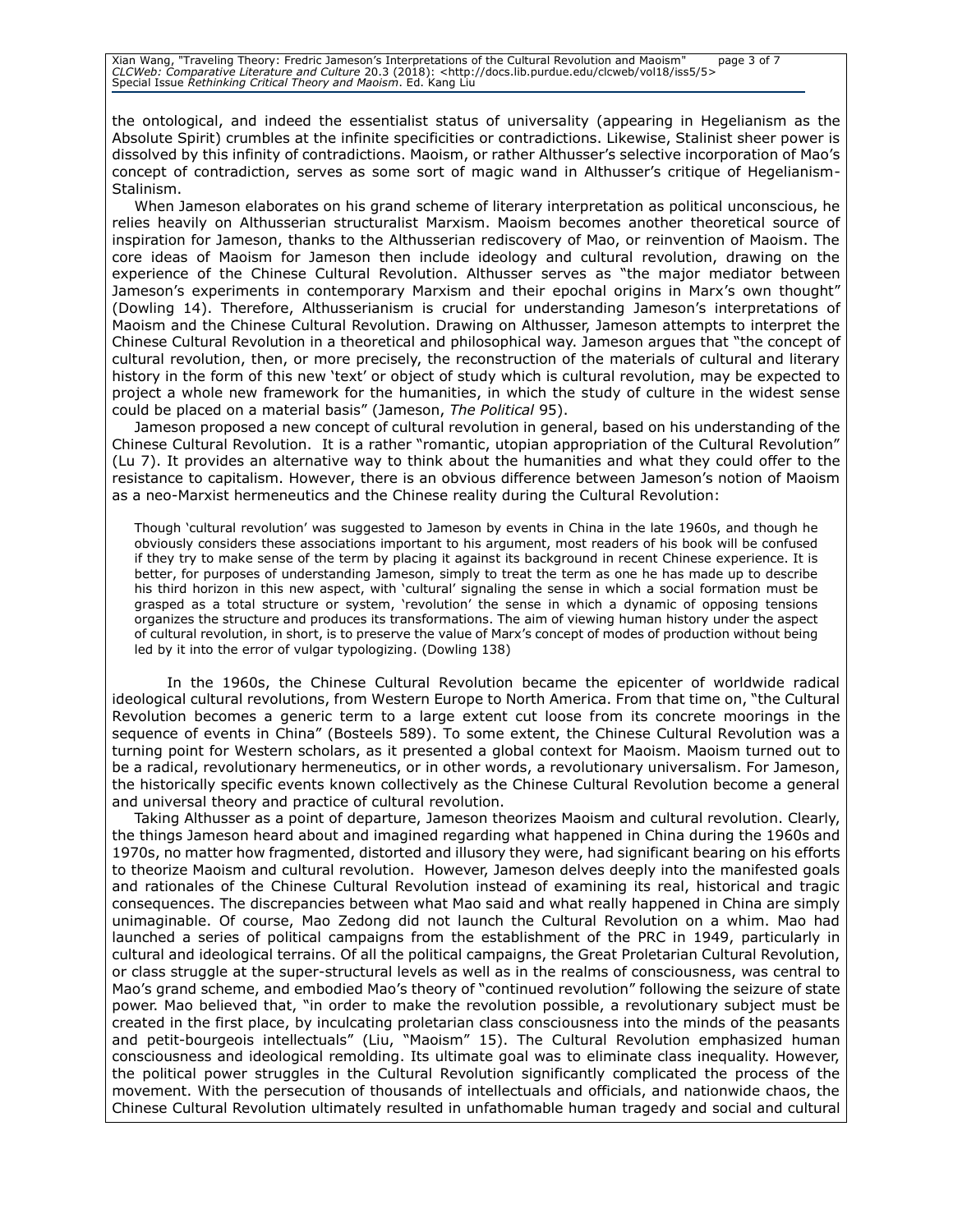the ontological, and indeed the essentialist status of universality (appearing in Hegelianism as the Absolute Spirit) crumbles at the infinite specificities or contradictions. Likewise, Stalinist sheer power is dissolved by this infinity of contradictions. Maoism, or rather Althusser's selective incorporation of Mao's concept of contradiction, serves as some sort of magic wand in Althusser's critique of Hegelianism-Stalinism.

When Jameson elaborates on his grand scheme of literary interpretation as political unconscious, he relies heavily on Althusserian structuralist Marxism. Maoism becomes another theoretical source of inspiration for Jameson, thanks to the Althusserian rediscovery of Mao, or reinvention of Maoism. The core ideas of Maoism for Jameson then include ideology and cultural revolution, drawing on the experience of the Chinese Cultural Revolution. Althusser serves as "the major mediator between Jameson's experiments in contemporary Marxism and their epochal origins in Marx's own thought" (Dowling 14). Therefore, Althusserianism is crucial for understanding Jameson's interpretations of Maoism and the Chinese Cultural Revolution. Drawing on Althusser, Jameson attempts to interpret the Chinese Cultural Revolution in a theoretical and philosophical way. Jameson argues that "the concept of cultural revolution, then, or more precisely, the reconstruction of the materials of cultural and literary history in the form of this new 'text' or object of study which is cultural revolution, may be expected to project a whole new framework for the humanities, in which the study of culture in the widest sense could be placed on a material basis" (Jameson, *The Political* 95).

Jameson proposed a new concept of cultural revolution in general, based on his understanding of the Chinese Cultural Revolution. It is a rather "romantic, utopian appropriation of the Cultural Revolution" (Lu 7). It provides an alternative way to think about the humanities and what they could offer to the resistance to capitalism. However, there is an obvious difference between Jameson's notion of Maoism as a neo-Marxist hermeneutics and the Chinese reality during the Cultural Revolution:

> Though 'cultural revolution' was suggested to Jameson by events in China in the late 1960s, and though he obviously considers these associations important to his argument, most readers of his book will be confused if they try to make sense of the term by placing it against its background in recent Chinese experience. It is better, for purposes of understanding Jameson, simply to treat the term as one he has made up to describe his third horizon in this new aspect, with 'cultural' signaling the sense in which a social formation must be grasped as a total structure or system, 'revolution' the sense in which a dynamic of opposing tensions organizes the structure and produces its transformations. The aim of viewing human history under the aspect of cultural revolution, in short, is to preserve the value of Marx's concept of modes of production without being led by it into the error of vulgar typologizing. (Dowling 138)

In the 1960s, the Chinese Cultural Revolution became the epicenter of worldwide radical ideological cultural revolutions, from Western Europe to North America. From that time on, "the Cultural Revolution becomes a generic term to a large extent cut loose from its concrete moorings in the sequence of events in China" (Bosteels 589). To some extent, the Chinese Cultural Revolution was a turning point for Western scholars, as it presented a global context for Maoism. Maoism turned out to be a radical, revolutionary hermeneutics, or in other words, a revolutionary universalism. For Jameson, the historically specific events known collectively as the Chinese Cultural Revolution become a general and universal theory and practice of cultural revolution.

Taking Althusser as a point of departure, Jameson theorizes Maoism and cultural revolution. Clearly, the things Jameson heard about and imagined regarding what happened in China during the 1960s and 1970s, no matter how fragmented, distorted and illusory they were, had significant bearing on his efforts to theorize Maoism and cultural revolution. However, Jameson delves deeply into the manifested goals and rationales of the Chinese Cultural Revolution instead of examining its real, historical and tragic consequences. The discrepancies between what Mao said and what really happened in China are simply unimaginable. Of course, Mao Zedong did not launch the Cultural Revolution on a whim. Mao had launched a series of political campaigns from the establishment of the PRC in 1949, particularly in cultural and ideological terrains. Of all the political campaigns, the Great Proletarian Cultural Revolution, or class struggle at the super-structural levels as well as in the realms of consciousness, was central to Mao's grand scheme, and embodied Mao's theory of "continued revolution" following the seizure of state power. Mao believed that, "in order to make the revolution possible, a revolutionary subject must be created in the first place, by inculcating proletarian class consciousness into the minds of the peasants and petit-bourgeois intellectuals" (Liu, "Maoism" 15). The Cultural Revolution emphasized human consciousness and ideological remolding. Its ultimate goal was to eliminate class inequality. However, the political power struggles in the Cultural Revolution significantly complicated the process of the movement. With the persecution of thousands of intellectuals and officials, and nationwide chaos, the Chinese Cultural Revolution ultimately resulted in unfathomable human tragedy and social and cultural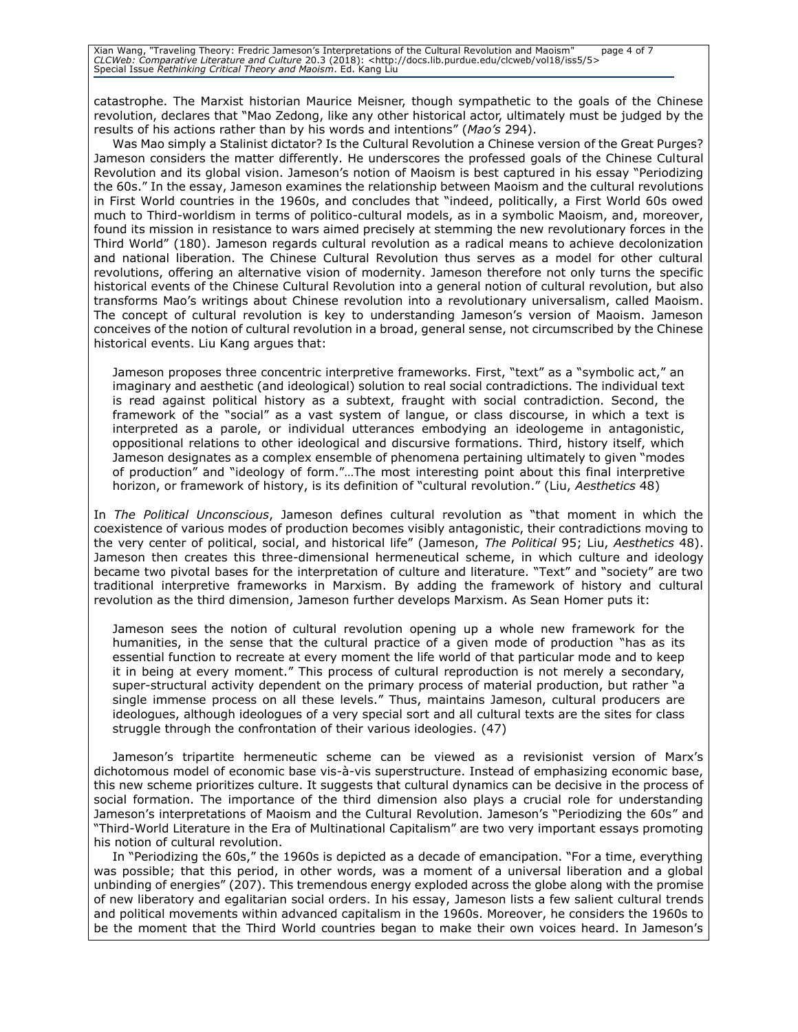catastrophe. The Marxist historian Maurice Meisner, though sympathetic to the goals of the Chinese revolution, declares that "Mao Zedong, like any other historical actor, ultimately must be judged by the results of his actions rather than by his words and intentions" (*Mao's* 294).

Was Mao simply a Stalinist dictator? Is the Cultural Revolution a Chinese version of the Great Purges? Jameson considers the matter differently. He underscores the professed goals of the Chinese Cultural Revolution and its global vision. Jameson's notion of Maoism is best captured in his essay "Periodizing the 60s." In the essay, Jameson examines the relationship between Maoism and the cultural revolutions in First World countries in the 1960s, and concludes that "indeed, politically, a First World 60s owed much to Third-worldism in terms of politico-cultural models, as in a symbolic Maoism, and, moreover, found its mission in resistance to wars aimed precisely at stemming the new revolutionary forces in the Third World" (180). Jameson regards cultural revolution as a radical means to achieve decolonization and national liberation. The Chinese Cultural Revolution thus serves as a model for other cultural revolutions, offering an alternative vision of modernity. Jameson therefore not only turns the specific historical events of the Chinese Cultural Revolution into a general notion of cultural revolution, but also transforms Mao's writings about Chinese revolution into a revolutionary universalism, called Maoism. The concept of cultural revolution is key to understanding Jameson's version of Maoism. Jameson conceives of the notion of cultural revolution in a broad, general sense, not circumscribed by the Chinese historical events. Liu Kang argues that:

> Jameson proposes three concentric interpretive frameworks. First, "text" as a "symbolic act," an imaginary and aesthetic (and ideological) solution to real social contradictions. The individual text is read against political history as a subtext, fraught with social contradiction. Second, the framework of the "social" as a vast system of langue, or class discourse, in which a text is interpreted as a parole, or individual utterances embodying an ideologeme in antagonistic, oppositional relations to other ideological and discursive formations. Third, history itself, which Jameson designates as a complex ensemble of phenomena pertaining ultimately to given "modes of production" and "ideology of form."…The most interesting point about this final interpretive horizon, or framework of history, is its definition of "cultural revolution." (Liu, *Aesthetics* 48)

In *The Political Unconscious*, Jameson defines cultural revolution as "that moment in which the coexistence of various modes of production becomes visibly antagonistic, their contradictions moving to the very center of political, social, and historical life" (Jameson, *The Political* 95; Liu, *Aesthetics* 48). Jameson then creates this three-dimensional hermeneutical scheme, in which culture and ideology became two pivotal bases for the interpretation of culture and literature. "Text" and "society" are two traditional interpretive frameworks in Marxism. By adding the framework of history and cultural revolution as the third dimension, Jameson further develops Marxism. As Sean Homer puts it:

> Jameson sees the notion of cultural revolution opening up a whole new framework for the humanities, in the sense that the cultural practice of a given mode of production "has as its essential function to recreate at every moment the life world of that particular mode and to keep it in being at every moment." This process of cultural reproduction is not merely a secondary, super-structural activity dependent on the primary process of material production, but rather "a single immense process on all these levels." Thus, maintains Jameson, cultural producers are ideologues, although ideologues of a very special sort and all cultural texts are the sites for class struggle through the confrontation of their various ideologies. (47)

Jameson's tripartite hermeneutic scheme can be viewed as a revisionist version of Marx's dichotomous model of economic base vis-à-vis superstructure. Instead of emphasizing economic base, this new scheme prioritizes culture. It suggests that cultural dynamics can be decisive in the process of social formation. The importance of the third dimension also plays a crucial role for understanding Jameson's interpretations of Maoism and the Cultural Revolution. Jameson's "Periodizing the 60s" and "Third-World Literature in the Era of Multinational Capitalism" are two very important essays promoting his notion of cultural revolution.

In "Periodizing the 60s," the 1960s is depicted as a decade of emancipation. "For a time, everything was possible; that this period, in other words, was a moment of a universal liberation and a global unbinding of energies" (207). This tremendous energy exploded across the globe along with the promise of new liberatory and egalitarian social orders. In his essay, Jameson lists a few salient cultural trends and political movements within advanced capitalism in the 1960s. Moreover, he considers the 1960s to be the moment that the Third World countries began to make their own voices heard. In Jameson's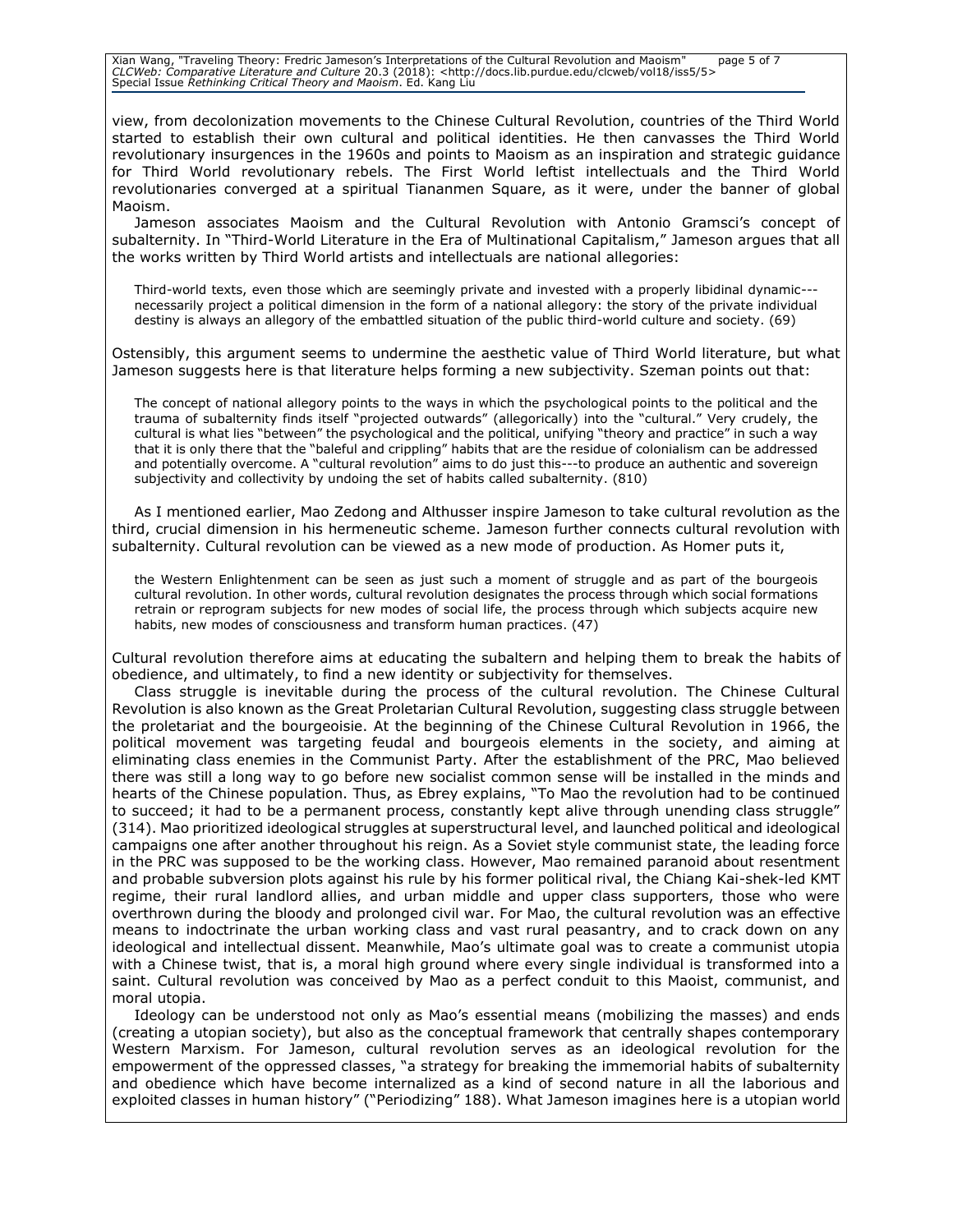view, from decolonization movements to the Chinese Cultural Revolution, countries of the Third World started to establish their own cultural and political identities. He then canvasses the Third World revolutionary insurgences in the 1960s and points to Maoism as an inspiration and strategic guidance for Third World revolutionary rebels. The First World leftist intellectuals and the Third World revolutionaries converged at a spiritual Tiananmen Square, as it were, under the banner of global Maoism.

Jameson associates Maoism and the Cultural Revolution with Antonio Gramsci's concept of subalternity. In "Third-World Literature in the Era of Multinational Capitalism," Jameson argues that all the works written by Third World artists and intellectuals are national allegories:

> Third-world texts, even those which are seemingly private and invested with a properly libidinal dynamic---necessarily project a political dimension in the form of a national allegory: the story of the private individual destiny is always an allegory of the embattled situation of the public third-world culture and society. (69)

Ostensibly, this argument seems to undermine the aesthetic value of Third World literature, but what Jameson suggests here is that literature helps forming a new subjectivity. Szeman points out that:

> The concept of national allegory points to the ways in which the psychological points to the political and the trauma of subalternity finds itself "projected outwards" (allegorically) into the "cultural." Very crudely, the cultural is what lies "between" the psychological and the political, unifying "theory and practice" in such a way that it is only there that the "baleful and crippling" habits that are the residue of colonialism can be addressed and potentially overcome. A "cultural revolution" aims to do just this---to produce an authentic and sovereign subjectivity and collectivity by undoing the set of habits called subalternity. (810)

As I mentioned earlier, Mao Zedong and Althusser inspire Jameson to take cultural revolution as the third, crucial dimension in his hermeneutic scheme. Jameson further connects cultural revolution with subalternity. Cultural revolution can be viewed as a new mode of production. As Homer puts it,

> the Western Enlightenment can be seen as just such a moment of struggle and as part of the bourgeois cultural revolution. In other words, cultural revolution designates the process through which social formations retrain or reprogram subjects for new modes of social life, the process through which subjects acquire new habits, new modes of consciousness and transform human practices. (47)

Cultural revolution therefore aims at educating the subaltern and helping them to break the habits of obedience, and ultimately, to find a new identity or subjectivity for themselves.

Class struggle is inevitable during the process of the cultural revolution. The Chinese Cultural Revolution is also known as the Great Proletarian Cultural Revolution, suggesting class struggle between the proletariat and the bourgeoisie. At the beginning of the Chinese Cultural Revolution in 1966, the political movement was targeting feudal and bourgeois elements in the society, and aiming at eliminating class enemies in the Communist Party. After the establishment of the PRC, Mao believed there was still a long way to go before new socialist common sense will be installed in the minds and hearts of the Chinese population. Thus, as Ebrey explains, "To Mao the revolution had to be continued to succeed; it had to be a permanent process, constantly kept alive through unending class struggle" (314). Mao prioritized ideological struggles at superstructural level, and launched political and ideological campaigns one after another throughout his reign. As a Soviet style communist state, the leading force in the PRC was supposed to be the working class. However, Mao remained paranoid about resentment and probable subversion plots against his rule by his former political rival, the Chiang Kai-shek-led KMT regime, their rural landlord allies, and urban middle and upper class supporters, those who were overthrown during the bloody and prolonged civil war. For Mao, the cultural revolution was an effective means to indoctrinate the urban working class and vast rural peasantry, and to crack down on any ideological and intellectual dissent. Meanwhile, Mao's ultimate goal was to create a communist utopia with a Chinese twist, that is, a moral high ground where every single individual is transformed into a saint. Cultural revolution was conceived by Mao as a perfect conduit to this Maoist, communist, and moral utopia.

Ideology can be understood not only as Mao's essential means (mobilizing the masses) and ends (creating a utopian society), but also as the conceptual framework that centrally shapes contemporary Western Marxism. For Jameson, cultural revolution serves as an ideological revolution for the empowerment of the oppressed classes, "a strategy for breaking the immemorial habits of subalternity and obedience which have become internalized as a kind of second nature in all the laborious and exploited classes in human history" ("Periodizing" 188). What Jameson imagines here is a utopian world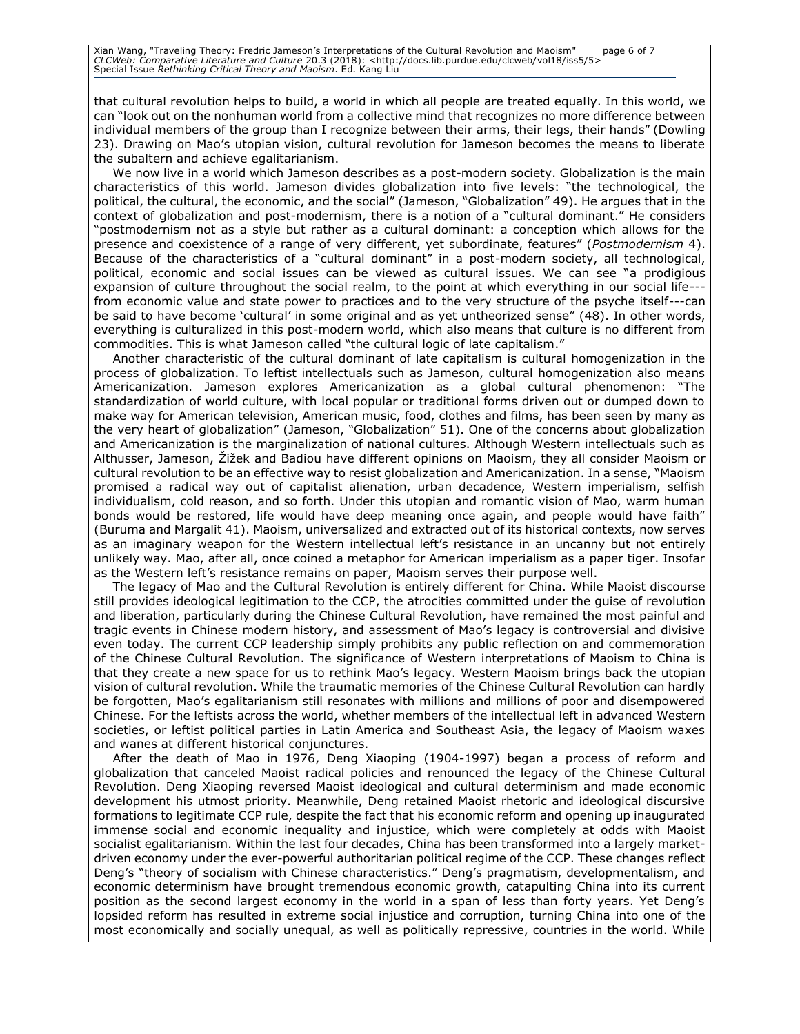that cultural revolution helps to build, a world in which all people are treated equally. In this world, we can "look out on the nonhuman world from a collective mind that recognizes no more difference between individual members of the group than I recognize between their arms, their legs, their hands" (Dowling 23). Drawing on Mao's utopian vision, cultural revolution for Jameson becomes the means to liberate the subaltern and achieve egalitarianism.

We now live in a world which Jameson describes as a post-modern society. Globalization is the main characteristics of this world. Jameson divides globalization into five levels: "the technological, the political, the cultural, the economic, and the social" (Jameson, "Globalization" 49). He argues that in the context of globalization and post-modernism, there is a notion of a "cultural dominant." He considers "postmodernism not as a style but rather as a cultural dominant: a conception which allows for the presence and coexistence of a range of very different, yet subordinate, features" (*Postmodernism* 4). Because of the characteristics of a "cultural dominant" in a post-modern society, all technological, political, economic and social issues can be viewed as cultural issues. We can see "a prodigious expansion of culture throughout the social realm, to the point at which everything in our social life---from economic value and state power to practices and to the very structure of the psyche itself---can be said to have become 'cultural' in some original and as yet untheorized sense" (48). In other words, everything is culturalized in this post-modern world, which also means that culture is no different from commodities. This is what Jameson called "the cultural logic of late capitalism."

Another characteristic of the cultural dominant of late capitalism is cultural homogenization in the process of globalization. To leftist intellectuals such as Jameson, cultural homogenization also means Americanization. Jameson explores Americanization as a global cultural phenomenon: "The standardization of world culture, with local popular or traditional forms driven out or dumped down to make way for American television, American music, food, clothes and films, has been seen by many as the very heart of globalization" (Jameson, "Globalization" 51). One of the concerns about globalization and Americanization is the marginalization of national cultures. Although Western intellectuals such as Althusser, Jameson, Žižek and Badiou have different opinions on Maoism, they all consider Maoism or cultural revolution to be an effective way to resist globalization and Americanization. In a sense, "Maoism promised a radical way out of capitalist alienation, urban decadence, Western imperialism, selfish individualism, cold reason, and so forth. Under this utopian and romantic vision of Mao, warm human bonds would be restored, life would have deep meaning once again, and people would have faith" (Buruma and Margalit 41). Maoism, universalized and extracted out of its historical contexts, now serves as an imaginary weapon for the Western intellectual left's resistance in an uncanny but not entirely unlikely way. Mao, after all, once coined a metaphor for American imperialism as a paper tiger. Insofar as the Western left's resistance remains on paper, Maoism serves their purpose well.

The legacy of Mao and the Cultural Revolution is entirely different for China. While Maoist discourse still provides ideological legitimation to the CCP, the atrocities committed under the guise of revolution and liberation, particularly during the Chinese Cultural Revolution, have remained the most painful and tragic events in Chinese modern history, and assessment of Mao's legacy is controversial and divisive even today. The current CCP leadership simply prohibits any public reflection on and commemoration of the Chinese Cultural Revolution. The significance of Western interpretations of Maoism to China is that they create a new space for us to rethink Mao's legacy. Western Maoism brings back the utopian vision of cultural revolution. While the traumatic memories of the Chinese Cultural Revolution can hardly be forgotten, Mao's egalitarianism still resonates with millions and millions of poor and disempowered Chinese. For the leftists across the world, whether members of the intellectual left in advanced Western societies, or leftist political parties in Latin America and Southeast Asia, the legacy of Maoism waxes and wanes at different historical conjunctures.

After the death of Mao in 1976, Deng Xiaoping (1904-1997) began a process of reform and globalization that canceled Maoist radical policies and renounced the legacy of the Chinese Cultural Revolution. Deng Xiaoping reversed Maoist ideological and cultural determinism and made economic development his utmost priority. Meanwhile, Deng retained Maoist rhetoric and ideological discursive formations to legitimate CCP rule, despite the fact that his economic reform and opening up inaugurated immense social and economic inequality and injustice, which were completely at odds with Maoist socialist egalitarianism. Within the last four decades, China has been transformed into a largely market-driven economy under the ever-powerful authoritarian political regime of the CCP. These changes reflect Deng's "theory of socialism with Chinese characteristics." Deng's pragmatism, developmentalism, and economic determinism have brought tremendous economic growth, catapulting China into its current position as the second largest economy in the world in a span of less than forty years. Yet Deng's lopsided reform has resulted in extreme social injustice and corruption, turning China into one of the most economically and socially unequal, as well as politically repressive, countries in the world. While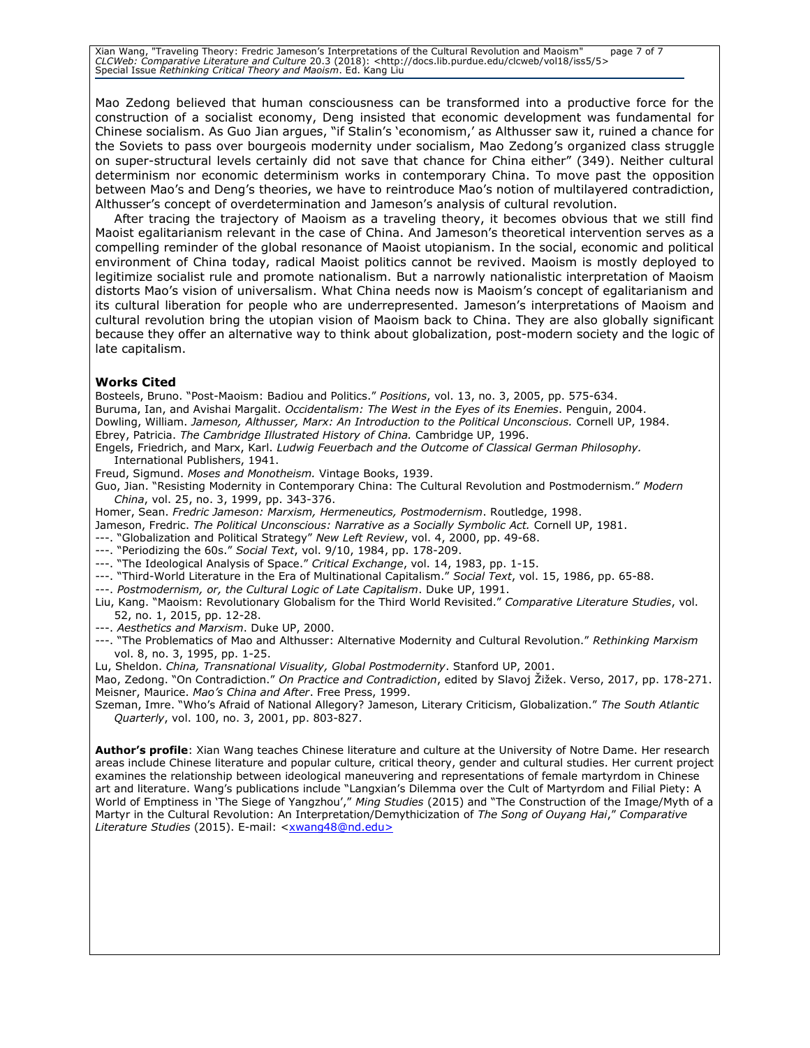Mao Zedong believed that human consciousness can be transformed into a productive force for the construction of a socialist economy, Deng insisted that economic development was fundamental for Chinese socialism. As Guo Jian argues, "if Stalin's 'economism,' as Althusser saw it, ruined a chance for the Soviets to pass over bourgeois modernity under socialism, Mao Zedong's organized class struggle on super-structural levels certainly did not save that chance for China either" (349). Neither cultural determinism nor economic determinism works in contemporary China. To move past the opposition between Mao's and Deng's theories, we have to reintroduce Mao's notion of multilayered contradiction, Althusser's concept of overdetermination and Jameson's analysis of cultural revolution.

After tracing the trajectory of Maoism as a traveling theory, it becomes obvious that we still find Maoist egalitarianism relevant in the case of China. And Jameson's theoretical intervention serves as a compelling reminder of the global resonance of Maoist utopianism. In the social, economic and political environment of China today, radical Maoist politics cannot be revived. Maoism is mostly deployed to legitimize socialist rule and promote nationalism. But a narrowly nationalistic interpretation of Maoism distorts Mao's vision of universalism. What China needs now is Maoism's concept of egalitarianism and its cultural liberation for people who are underrepresented. Jameson's interpretations of Maoism and cultural revolution bring the utopian vision of Maoism back to China. They are also globally significant because they offer an alternative way to think about globalization, post-modern society and the logic of late capitalism.

## Works Cited

Bosteels, Bruno. "Post-Maoism: Badiou and Politics." *Positions*, vol. 13, no. 3, 2005, pp. 575-634.

Buruma, Ian, and Avishai Margalit. *Occidentalism: The West in the Eyes of its Enemies*. Penguin, 2004.

Dowling, William. *Jameson, Althusser, Marx: An Introduction to the Political Unconscious.* Cornell UP, 1984.

Ebrey, Patricia. *The Cambridge Illustrated History of China.* Cambridge UP, 1996.

Engels, Friedrich, and Marx, Karl. *Ludwig Feuerbach and the Outcome of Classical German Philosophy.* International Publishers, 1941.

Freud, Sigmund. *Moses and Monotheism.* Vintage Books, 1939.

Guo, Jian. "Resisting Modernity in Contemporary China: The Cultural Revolution and Postmodernism." *Modern China*, vol. 25, no. 3, 1999, pp. 343-376.

Homer, Sean. *Fredric Jameson: Marxism, Hermeneutics, Postmodernism*. Routledge, 1998.

Jameson, Fredric. *The Political Unconscious: Narrative as a Socially Symbolic Act.* Cornell UP, 1981.

---. "Globalization and Political Strategy" *New Left Review*, vol. 4, 2000, pp. 49-68.

---. "Periodizing the 60s." *Social Text*, vol. 9/10, 1984, pp. 178-209.

---. "The Ideological Analysis of Space." *Critical Exchange*, vol. 14, 1983, pp. 1-15.

---. "Third-World Literature in the Era of Multinational Capitalism." *Social Text*, vol. 15, 1986, pp. 65-88.

---. *Postmodernism, or, the Cultural Logic of Late Capitalism*. Duke UP, 1991.

Liu, Kang. "Maoism: Revolutionary Globalism for the Third World Revisited." *Comparative Literature Studies*, vol. 52, no. 1, 2015, pp. 12-28.

---. *Aesthetics and Marxism*. Duke UP, 2000.

---. "The Problematics of Mao and Althusser: Alternative Modernity and Cultural Revolution." *Rethinking Marxism* vol. 8, no. 3, 1995, pp. 1-25.

Lu, Sheldon. *China, Transnational Visuality, Global Postmodernity*. Stanford UP, 2001.

Mao, Zedong. "On Contradiction." *On Practice and Contradiction*, edited by Slavoj Žižek. Verso, 2017, pp. 178-271.

Meisner, Maurice. *Mao's China and After*. Free Press, 1999.

Szeman, Imre. "Who's Afraid of National Allegory? Jameson, Literary Criticism, Globalization." *The South Atlantic Quarterly*, vol. 100, no. 3, 2001, pp. 803-827.

**Author's profile**: Xian Wang teaches Chinese literature and culture at the University of Notre Dame. Her research areas include Chinese literature and popular culture, critical theory, gender and cultural studies. Her current project examines the relationship between ideological maneuvering and representations of female martyrdom in Chinese art and literature. Wang's publications include "Langxian's Dilemma over the Cult of Martyrdom and Filial Piety: A World of Emptiness in 'The Siege of Yangzhou'," *Ming Studies* (2015) and "The Construction of the Image/Myth of a Martyr in the Cultural Revolution: An Interpretation/Demythicization of *The Song of Ouyang Hai*," *Comparative Literature Studies* (2015). E-mail: <xwang48@nd.edu>